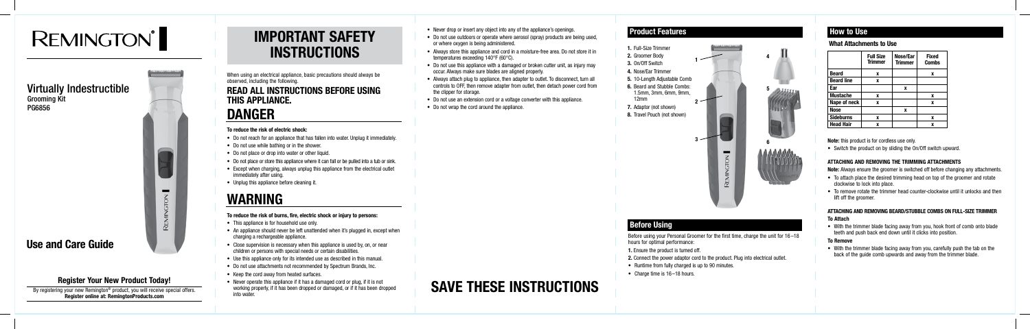# REMINGTON

## Virtually Indestructible

Grooming Kit
PG6856

## Use and Care Guide

### Register Your New Product Today!

By registering your new Remington® product, you will receive special offers.
**Register online at: RemingtonProducts.com**

# IMPORTANT SAFETY INSTRUCTIONS

When using an electrical appliance, basic precautions should always be observed, including the following.

## READ ALL INSTRUCTIONS BEFORE USING THIS APPLIANCE.

# DANGER

**To reduce the risk of electric shock:**

- Do not reach for an appliance that has fallen into water. Unplug it immediately.
- Do not use while bathing or in the shower.
- Do not place or drop into water or other liquid.
- Do not place or store this appliance where it can fall or be pulled into a tub or sink.
- Except when charging, always unplug this appliance from the electrical outlet immediately after using.
- Unplug this appliance before cleaning it.

# WARNING

**To reduce the risk of burns, fire, electric shock or injury to persons:**

- This appliance is for household use only.
- An appliance should never be left unattended when it's plugged in, except when charging a rechargeable appliance.
- Close supervision is necessary when this appliance is used by, on, or near children or persons with special needs or certain disabilities.
- Use this appliance only for its intended use as described in this manual.
- Do not use attachments not recommended by Spectrum Brands, Inc.
- Keep the cord away from heated surfaces.
- Never operate this appliance if it has a damaged cord or plug, if it is not working properly, if it has been dropped or damaged, or if it has been dropped into water.
- Never drop or insert any object into any of the appliance's openings.
- Do not use outdoors or operate where aerosol (spray) products are being used, or where oxygen is being administered.
- Always store this appliance and cord in a moisture-free area. Do not store it in temperatures exceeding 140°F (60°C).
- Do not use this appliance with a damaged or broken cutter unit, as injury may occur. Always make sure blades are aligned properly.
- Always attach plug to appliance, then adapter to outlet. To disconnect, turn all controls to OFF, then remove adapter from outlet, then detach power cord from the clipper for storage.
- Do not use an extension cord or a voltage converter with this appliance.
- Do not wrap the cord around the appliance.

# SAVE THESE INSTRUCTIONS

## Product Features

1. Full-Size Trimmer
2. Groomer Body
3. On/Off Switch
4. Nose/Ear Trimmer
5. 10-Length Adjustable Comb
6. Beard and Stubble Combs: 1.5mm, 3mm, 6mm, 9mm, 12mm
7. Adaptor (not shown)
8. Travel Pouch (not shown)

## Before Using

Before using your Personal Groomer for the first time, charge the unit for 16 –18 hours for optimal performance:

1. Ensure the product is turned off.
2. Connect the power adaptor cord to the product. Plug into electrical outlet.

- Runtime from fully charged is up to 90 minutes.
- Charge time is 16–18 hours.

## How to Use

### What Attachments to Use

| | Full Size Trimmer | Nose/Ear Trimmer | Fixed Combs |
|---|---|---|---|
| **Beard** | x | | x |
| **Beard line** | x | | |
| **Ear** | | x | |
| **Mustache** | x | | x |
| **Nape of neck** | x | | x |
| **Nose** | | x | |
| **Sideburns** | x | | x |
| **Head Hair** | x | | x |

**Note:** this product is for cordless use only.

- Switch the product on by sliding the On/Off switch upward.

**ATTACHING AND REMOVING THE TRIMMING ATTACHMENTS**

**Note:** Always ensure the groomer is switched off before changing any attachments.

- To attach place the desired trimming head on top of the groomer and rotate clockwise to lock into place.
- To remove rotate the trimmer head counter-clockwise until it unlocks and then lift off the groomer.

**ATTACHING AND REMOVING BEARD/STUBBLE COMBS ON FULL-SIZE TRIMMER**

**To Attach**

- With the trimmer blade facing away from you, hook front of comb onto blade teeth and push back end down until it clicks into position.

**To Remove**

- With the trimmer blade facing away from you, carefully push the tab on the back of the guide comb upwards and away from the trimmer blade.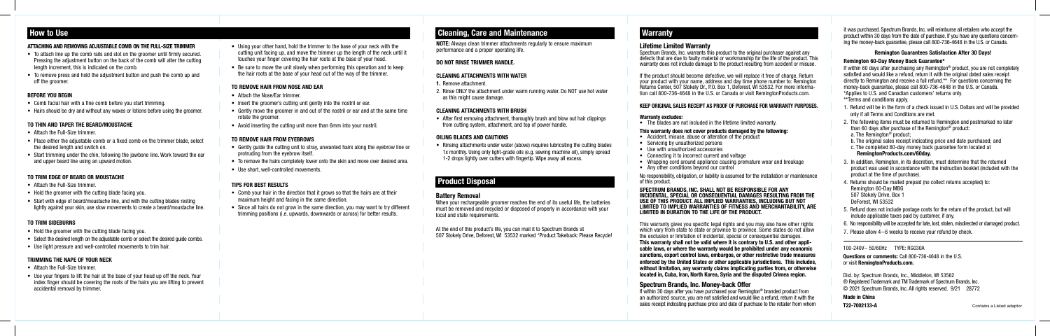## How to Use

#### ATTACHING AND REMOVING ADJUSTABLE COMB ON THE FULL-SIZE TRIMMER

- To attach line up the comb rails and slot on the groomer until firmly secured. Pressing the adjustment button on the back of the comb will alter the cutting length increment, this is indicated on the comb.
- To remove press and hold the adjustment button and push the comb up and off the groomer.

#### BEFORE YOU BEGIN

- Comb facial hair with a fine comb before you start trimming.
- Hairs should be dry and without any waxes or lotions before using the groomer.

#### TO THIN AND TAPER THE BEARD/MOUSTACHE

- Attach the Full-Size trimmer.
- Place either the adjustable comb or a fixed comb on the trimmer blade, select the desired length and switch on.
- Start trimming under the chin, following the jawbone line. Work toward the ear and upper beard line using an upward motion.

#### TO TRIM EDGE OF BEARD OR MOUSTACHE

- Attach the Full-Size trimmer.
- Hold the groomer with the cutting blade facing you.
- Start with edge of beard/moustache line, and with the cutting blades resting lightly against your skin, use slow movements to create a beard/moustache line.

#### TO TRIM SIDEBURNS

- Hold the groomer with the cutting blade facing you.
- Select the desired length on the adjustable comb or select the desired guide combs.
- Use light pressure and well-controlled movements to trim hair.

#### TRIMMING THE NAPE OF YOUR NECK

- Attach the Full-Size trimmer.
- Use your fingers to lift the hair at the base of your head up off the neck. Your index finger should be covering the roots of the hairs you are lifting to prevent accidental removal by trimmer.
- Using your other hand, hold the trimmer to the base of your neck with the cutting unit facing up, and move the trimmer up the length of the neck until it touches your finger covering the hair roots at the base of your head.
- Be sure to move the unit slowly when performing this operation and to keep the hair roots at the base of your head out of the way of the trimmer.

#### TO REMOVE HAIR FROM NOSE AND EAR

- Attach the Nose/Ear trimmer.
- Insert the groomer's cutting unit gently into the nostril or ear.
- Gently move the groomer in and out of the nostril or ear and at the same time rotate the groomer.
- Avoid inserting the cutting unit more than 6mm into your nostril.

#### TO REMOVE HAIR FROM EYEBROWS

- Gently guide the cutting unit to stray, unwanted hairs along the eyebrow line or protruding from the eyebrow itself.
- To remove the hairs completely lower onto the skin and move over desired area.
- Use short, well-controlled movements.

#### TIPS FOR BEST RESULTS

- Comb your hair in the direction that it grows so that the hairs are at their maximum height and facing in the same direction.
- Since all hairs do not grow in the same direction, you may want to try different trimming positions (i.e. upwards, downwards or across) for better results.

## Cleaning, Care and Maintenance

**NOTE:** Always clean trimmer attachments regularly to ensure maximum performance and a proper operating life.

**DO NOT RINSE TRIMMER HANDLE.**

#### CLEANING ATTACHMENTS WITH WATER

1. Remove attachment.
2. Rinse ONLY the attachment under warm running water. Do NOT use hot water as this might cause damage.

#### CLEANING ATTACHMENTS WITH BRUSH

- After first removing attachment, thoroughly brush and blow out hair clippings from cutting system, attachment, and top of power handle.

#### OILING BLADES AND CAUTIONS

- Rinsing attachments under water (above) requires lubricating the cutting blades 1x monthly. Using only light-grade oils (e.g. sewing machine oil), simply spread 1-2 drops lightly over cutters with fingertip. Wipe away all excess.

## Product Disposal

### Battery Removal

When your rechargeable groomer reaches the end of its useful life, the batteries must be removed and recycled or disposed of properly in accordance with your local and state requirements.

At the end of this product's life, you can mail it to Spectrum Brands at 507 Stokely Drive, Deforest, WI 53532 marked "Product Takeback: Please Recycle!

## Warranty

### Lifetime Limited Warranty

Spectrum Brands, Inc. warrants this product to the original purchaser against any defects that are due to faulty material or workmanship for the life of the product. This warranty does not include damage to the product resulting from accident or misuse.

If the product should become defective, we will replace it free of charge. Return your product with your name, address and day time phone number to: Remington Returns Center, 507 Stokely Dr., P.O. Box 1, Deforest, WI 53532. For more information call 800-736-4648 in the U.S. or Canada or visit RemingtonProducts.com.

**KEEP ORIGINAL SALES RECEIPT AS PROOF OF PURCHASE FOR WARRANTY PURPOSES.**

**Warranty excludes:**
- The blades are not included in the lifetime limited warranty.

**This warranty does not cover products damaged by the following:**
- Accident, misuse, abuse or alteration of the product
- Servicing by unauthorized persons
- Use with unauthorized accessories
- Connecting it to incorrect current and voltage
- Wrapping cord around appliance causing premature wear and breakage
- Any other conditions beyond our control

No responsibility, obligation, or liability is assumed for the installation or maintenance of this product.

**SPECTRUM BRANDS, INC. SHALL NOT BE RESPONSIBLE FOR ANY INCIDENTAL, SPECIAL OR CONSEQUENTIAL DAMAGES RESULTING FROM THE USE OF THIS PRODUCT. ALL IMPLIED WARRANTIES, INCLUDING BUT NOT LIMITED TO IMPLIED WARRANTIES OF FITNESS AND MERCHANTABILITY, ARE LIMITED IN DURATION TO THE LIFE OF THE PRODUCT.**

This warranty gives you specific legal rights and you may also have other rights which vary from state to state or province to province. Some states do not allow the exclusion or limitation of incidental, special or consequential damages. **This warranty shall not be valid where it is contrary to U.S. and other applicable laws, or where the warranty would be prohibited under any economic sanctions, export control laws, embargos, or other restrictive trade measures enforced by the United States or other applicable jurisdictions. This includes, without limitation, any warranty claims implicating parties from, or otherwise located in, Cuba, Iran, North Korea, Syria and the disputed Crimea region.**

### Spectrum Brands, Inc. Money-back Offer

If within 30 days after you have purchased your Remington® branded product from an authorized source, you are not satisfied and would like a refund, return it with the sales receipt indicating purchase price and date of purchase to the retailer from whom it was purchased. Spectrum Brands, Inc. will reimburse all retailers who accept the product within 30 days from the date of purchase. If you have any questions concerning the money-back guarantee, please call 800-736-4648 in the U.S. or Canada.

**Remington Guarantees Satisfaction After 30 Days!**

**Remington 60-Day Money Back Guarantee***

If within 60 days after purchasing any Remington® product, you are not completely satisfied and would like a refund, return it with the original dated sales receipt directly to Remington and receive a full refund.** For questions concerning the money-back guarantee, please call 800-736-4648 in the U.S. or Canada.
*Applies to U.S. and Canadian customers' returns only.
**Terms and conditions apply.

1. Refund will be in the form of a check issued in U.S. Dollars and will be provided only if all Terms and Conditions are met.
2. The following items must be returned to Remington and postmarked no later than 60 days after purchase of the Remington® product:
   a. The Remington® product;
   b. The original sales receipt indicating price and date purchased; and
   c. The completed 60-day money back guarantee form located at **RemingtonProducts.com/60day.**
3. In addition, Remington, in its discretion, must determine that the returned product was used in accordance with the instruction booklet (included with the product at the time of purchase).
4. Returns should be mailed prepaid (no collect returns accepted) to:
   Remington 60-Day MBG
   507 Stokely Drive, Box 1
   DeForest, WI 53532
5. Refund does not include postage costs for the return of the product, but will include applicable taxes paid by customer, if any.
6. No responsibility will be accepted for late, lost, stolen, misdirected or damaged product.
7. Please allow 4–6 weeks to receive your refund by check.

100-240V~ 50/60Hz TYPE: RG030A

**Questions or comments:** Call 800-736-4648 in the U.S. or visit **RemingtonProducts.com.**

Dist. by: Spectrum Brands, Inc., Middleton, WI 53562
® Registered Trademark and TM Trademark of Spectrum Brands, Inc.
© 2021 Spectrum Brands, Inc. All rights reserved. 9/21 28772

**Made in China**

**T22-7002133-A**

Contains a Listed adaptor